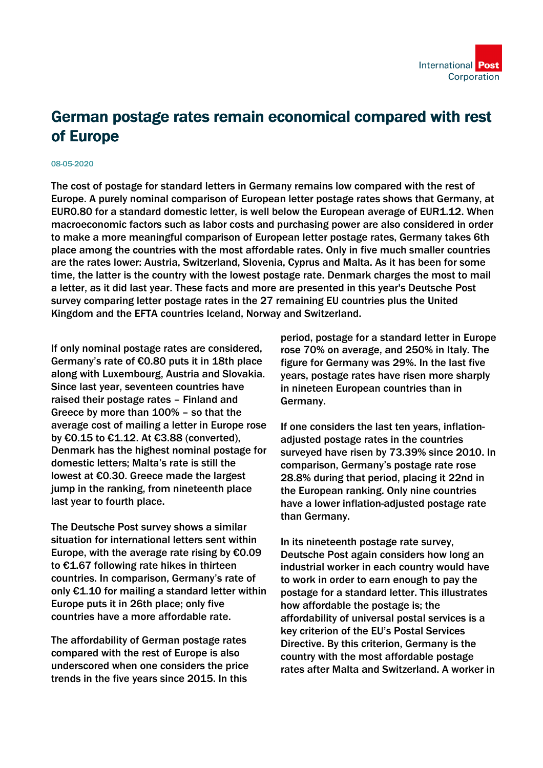# German postage rates remain economical compared with rest of Europe

08-05-2020

The cost of postage for standard letters in Germany remains low compared with the rest of Europe. A purely nominal comparison of European letter postage rates shows that Germany, at EUR0.80 for a standard domestic letter, is well below the European average of EUR1.12. When macroeconomic factors such as labor costs and purchasing power are also considered in order to make a more meaningful comparison of European letter postage rates, Germany takes 6th place among the countries with the most affordable rates. Only in five much smaller countries are the rates lower: Austria, Switzerland, Slovenia, Cyprus and Malta. As it has been for some time, the latter is the country with the lowest postage rate. Denmark charges the most to mail a letter, as it did last year. These facts and more are presented in this year's Deutsche Post survey comparing letter postage rates in the 27 remaining EU countries plus the United Kingdom and the EFTA countries Iceland, Norway and Switzerland.

If only nominal postage rates are considered, Germany's rate of €0.80 puts it in 18th place along with Luxembourg, Austria and Slovakia. Since last year, seventeen countries have raised their postage rates – Finland and Greece by more than 100% – so that the average cost of mailing a letter in Europe rose by €0.15 to €1.12. At €3.88 (converted), Denmark has the highest nominal postage for domestic letters; Malta's rate is still the lowest at €0.30. Greece made the largest jump in the ranking, from nineteenth place last year to fourth place.

The Deutsche Post survey shows a similar situation for international letters sent within Europe, with the average rate rising by €0.09 to €1.67 following rate hikes in thirteen countries. In comparison, Germany's rate of only €1.10 for mailing a standard letter within Europe puts it in 26th place; only five countries have a more affordable rate.

The affordability of German postage rates compared with the rest of Europe is also underscored when one considers the price trends in the five years since 2015. In this period, postage for a standard letter in Europe rose 70% on average, and 250% in Italy. The figure for Germany was 29%. In the last five years, postage rates have risen more sharply in nineteen European countries than in Germany.

If one considers the last ten years, inflation-adjusted postage rates in the countries surveyed have risen by 73.39% since 2010. In comparison, Germany's postage rate rose 28.8% during that period, placing it 22nd in the European ranking. Only nine countries have a lower inflation-adjusted postage rate than Germany.

In its nineteenth postage rate survey, Deutsche Post again considers how long an industrial worker in each country would have to work in order to earn enough to pay the postage for a standard letter. This illustrates how affordable the postage is; the affordability of universal postal services is a key criterion of the EU's Postal Services Directive. By this criterion, Germany is the country with the most affordable postage rates after Malta and Switzerland. A worker in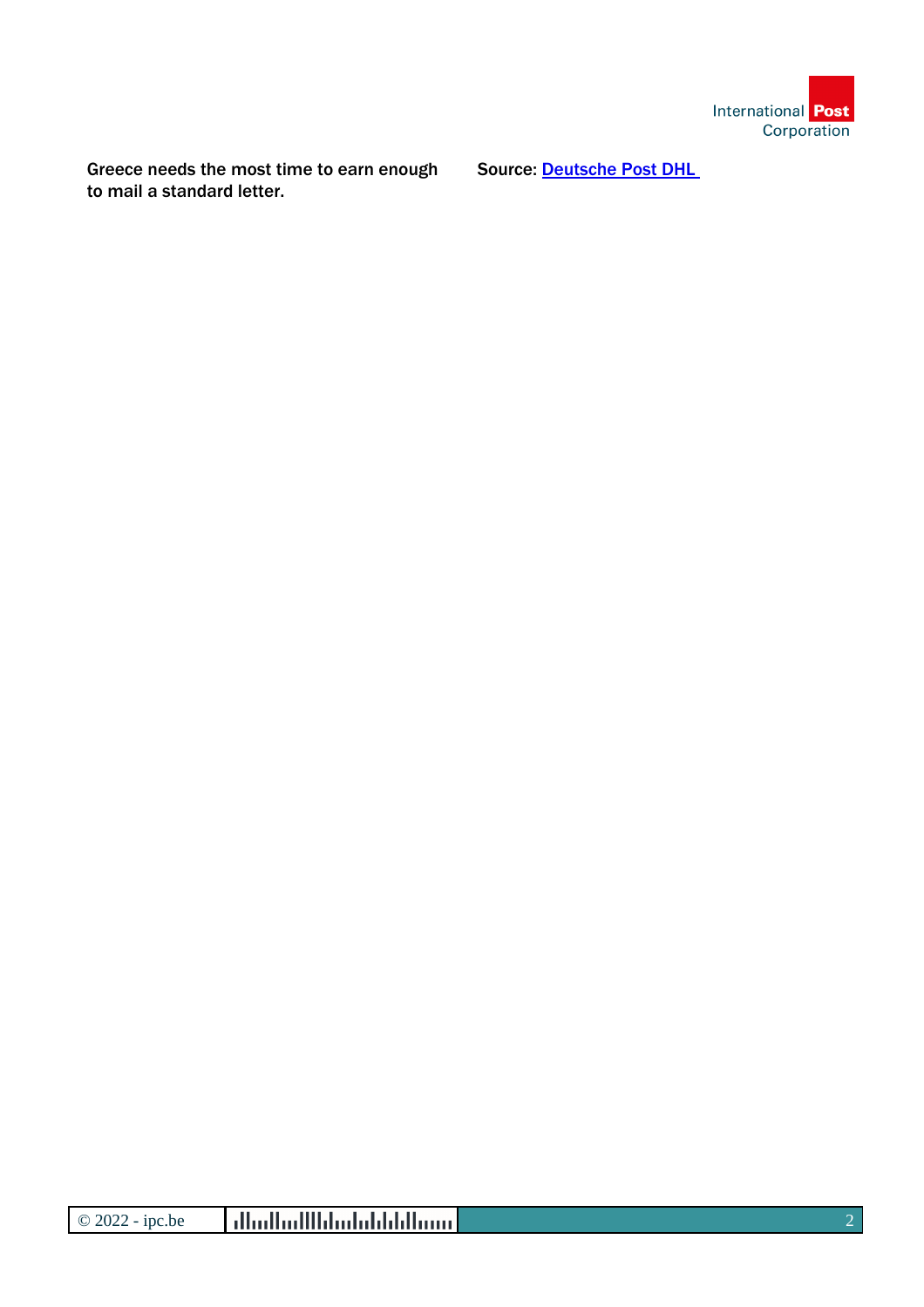**Greece needs the most time to earn enough to mail a standard letter.**

**Source:** [Deutsche Post DHL](Deutsche Post DHL)